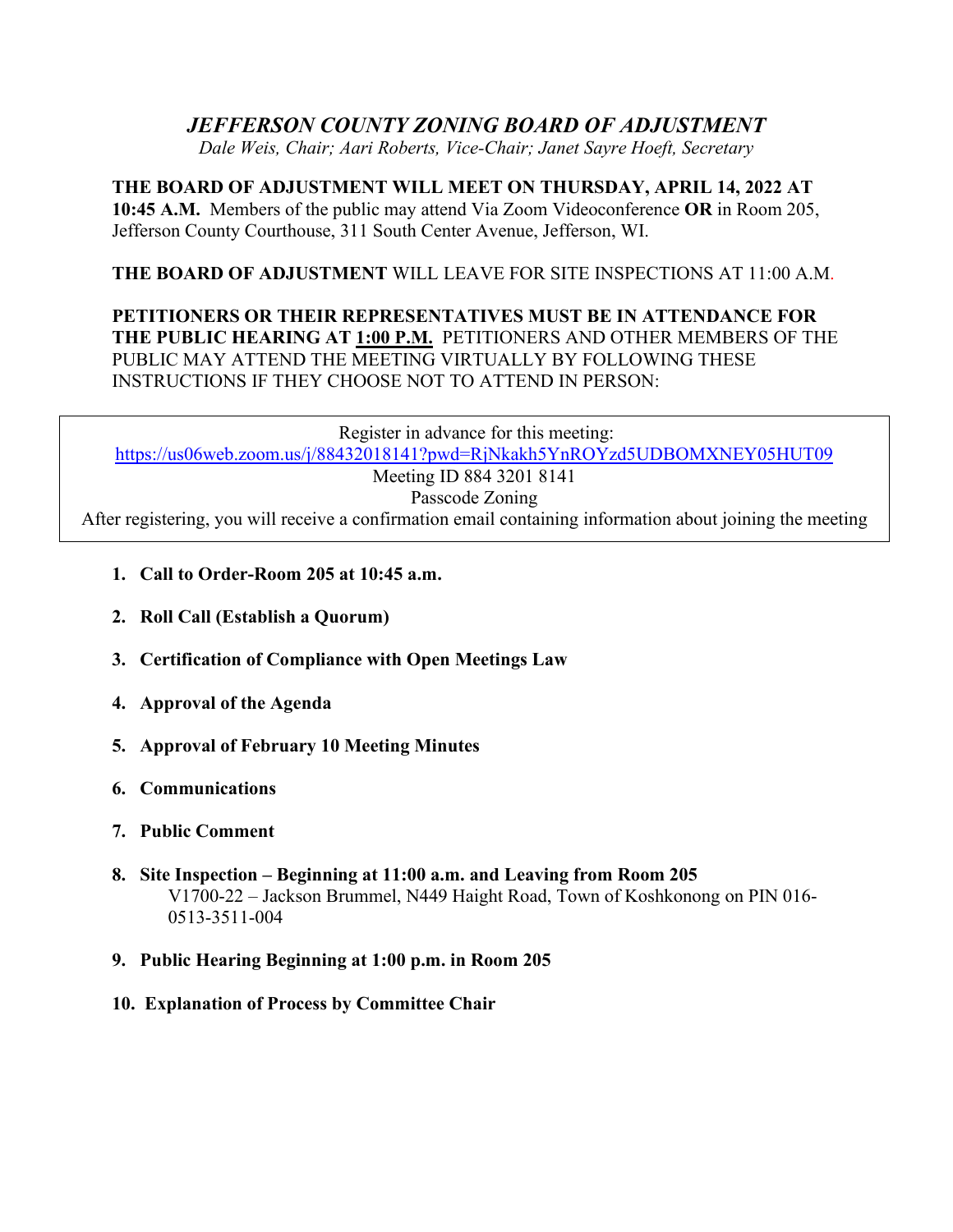# *JEFFERSON COUNTY ZONING BOARD OF ADJUSTMENT*

*Dale Weis, Chair; Aari Roberts, Vice-Chair; Janet Sayre Hoeft, Secretary*

**THE BOARD OF ADJUSTMENT WILL MEET ON THURSDAY, APRIL 14, 2022 AT 10:45 A.M.** Members of the public may attend Via Zoom Videoconference **OR** in Room 205, Jefferson County Courthouse, 311 South Center Avenue, Jefferson, WI.

**THE BOARD OF ADJUSTMENT** WILL LEAVE FOR SITE INSPECTIONS AT 11:00 A.M.

**PETITIONERS OR THEIR REPRESENTATIVES MUST BE IN ATTENDANCE FOR THE PUBLIC HEARING AT 1:00 P.M.** PETITIONERS AND OTHER MEMBERS OF THE PUBLIC MAY ATTEND THE MEETING VIRTUALLY BY FOLLOWING THESE INSTRUCTIONS IF THEY CHOOSE NOT TO ATTEND IN PERSON:

Register in advance for this meeting:
https://us06web.zoom.us/j/88432018141?pwd=RjNkakh5YnROYzd5UDBOMXNEY05HUT09
Meeting ID 884 3201 8141
Passcode Zoning
After registering, you will receive a confirmation email containing information about joining the meeting

1. **Call to Order-Room 205 at 10:45 a.m.**
2. **Roll Call (Establish a Quorum)**
3. **Certification of Compliance with Open Meetings Law**
4. **Approval of the Agenda**
5. **Approval of February 10 Meeting Minutes**
6. **Communications**
7. **Public Comment**
8. **Site Inspection – Beginning at 11:00 a.m. and Leaving from Room 205**
   V1700-22 – Jackson Brummel, N449 Haight Road, Town of Koshkonong on PIN 016-0513-3511-004
9. **Public Hearing Beginning at 1:00 p.m. in Room 205**
10. **Explanation of Process by Committee Chair**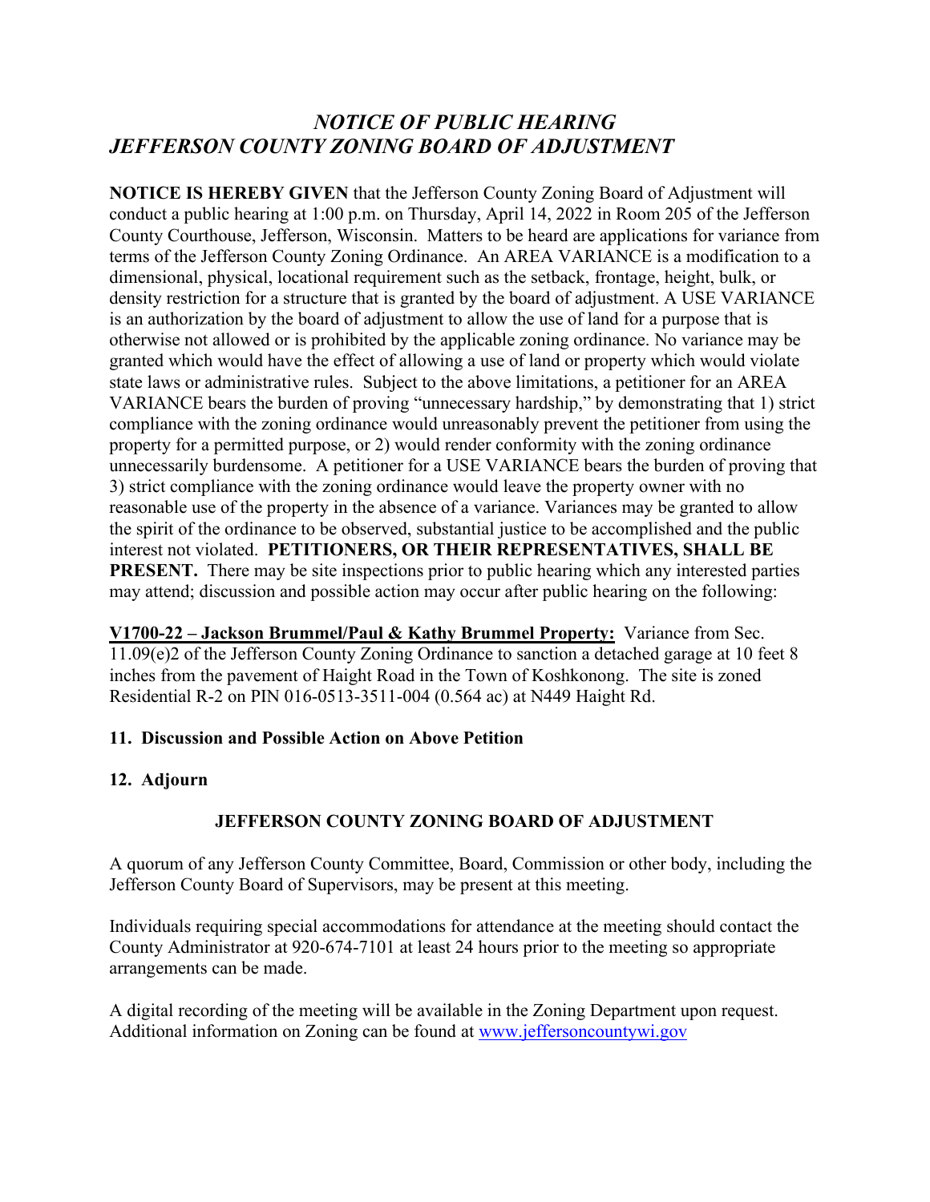# *NOTICE OF PUBLIC HEARING*
# *JEFFERSON COUNTY ZONING BOARD OF ADJUSTMENT*

**NOTICE IS HEREBY GIVEN** that the Jefferson County Zoning Board of Adjustment will conduct a public hearing at 1:00 p.m. on Thursday, April 14, 2022 in Room 205 of the Jefferson County Courthouse, Jefferson, Wisconsin. Matters to be heard are applications for variance from terms of the Jefferson County Zoning Ordinance. An AREA VARIANCE is a modification to a dimensional, physical, locational requirement such as the setback, frontage, height, bulk, or density restriction for a structure that is granted by the board of adjustment. A USE VARIANCE is an authorization by the board of adjustment to allow the use of land for a purpose that is otherwise not allowed or is prohibited by the applicable zoning ordinance. No variance may be granted which would have the effect of allowing a use of land or property which would violate state laws or administrative rules. Subject to the above limitations, a petitioner for an AREA VARIANCE bears the burden of proving "unnecessary hardship," by demonstrating that 1) strict compliance with the zoning ordinance would unreasonably prevent the petitioner from using the property for a permitted purpose, or 2) would render conformity with the zoning ordinance unnecessarily burdensome. A petitioner for a USE VARIANCE bears the burden of proving that 3) strict compliance with the zoning ordinance would leave the property owner with no reasonable use of the property in the absence of a variance. Variances may be granted to allow the spirit of the ordinance to be observed, substantial justice to be accomplished and the public interest not violated. **PETITIONERS, OR THEIR REPRESENTATIVES, SHALL BE PRESENT.** There may be site inspections prior to public hearing which any interested parties may attend; discussion and possible action may occur after public hearing on the following:

**V1700-22 – Jackson Brummel/Paul & Kathy Brummel Property:** Variance from Sec. 11.09(e)2 of the Jefferson County Zoning Ordinance to sanction a detached garage at 10 feet 8 inches from the pavement of Haight Road in the Town of Koshkonong. The site is zoned Residential R-2 on PIN 016-0513-3511-004 (0.564 ac) at N449 Haight Rd.

**11. Discussion and Possible Action on Above Petition**

**12. Adjourn**

**JEFFERSON COUNTY ZONING BOARD OF ADJUSTMENT**

A quorum of any Jefferson County Committee, Board, Commission or other body, including the Jefferson County Board of Supervisors, may be present at this meeting.

Individuals requiring special accommodations for attendance at the meeting should contact the County Administrator at 920-674-7101 at least 24 hours prior to the meeting so appropriate arrangements can be made.

A digital recording of the meeting will be available in the Zoning Department upon request. Additional information on Zoning can be found at www.jeffersoncountywi.gov